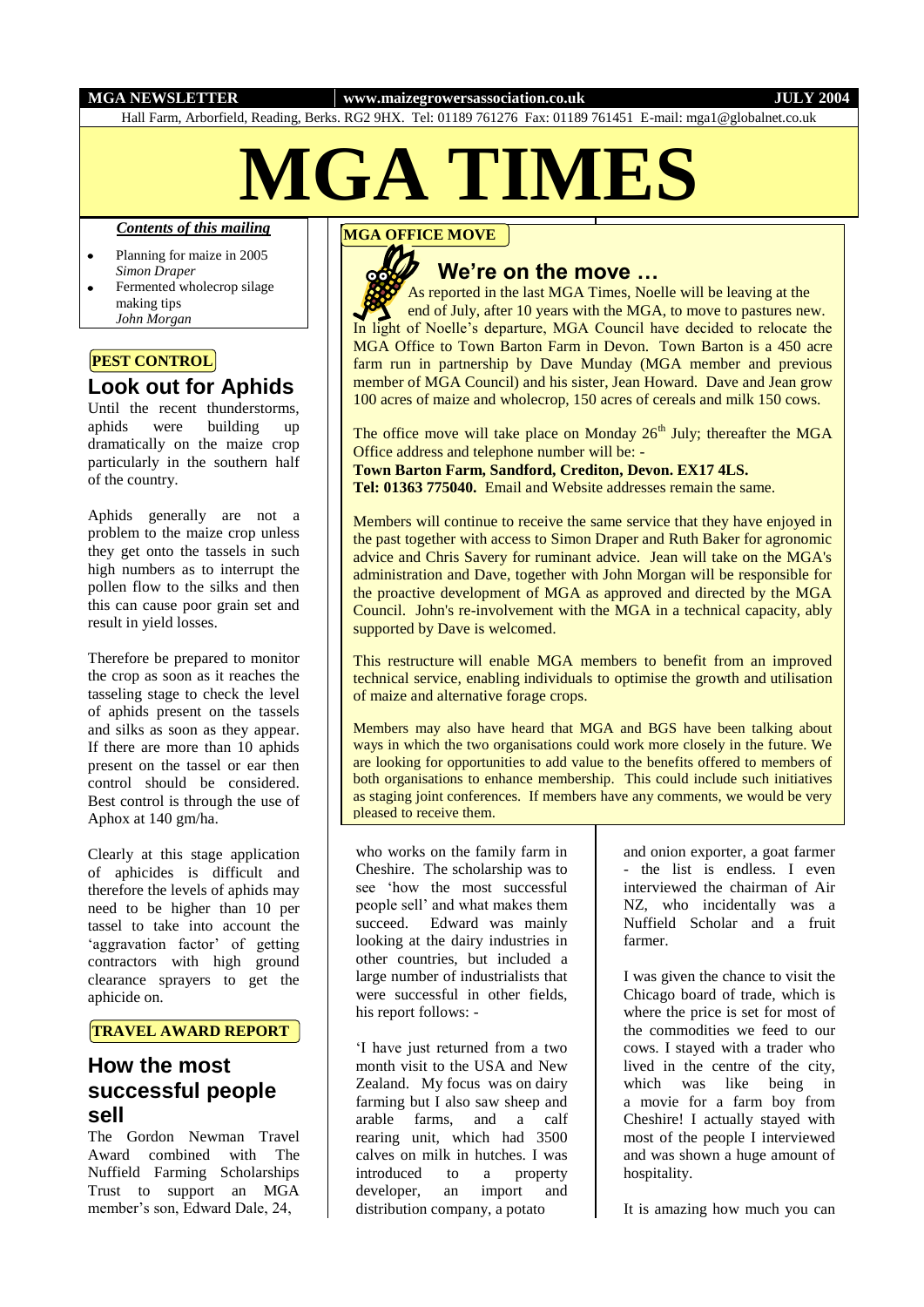MGA NEWSLETTER | www.maizegrowersassociation.co.uk | JULY 2004

Hall Farm, Arborfield, Reading, Berks. RG2 9HX. Tel: 01189 761276 Fax: 01189 761451 E-mail: mga1@globalnet.co.uk

# MGA TIMES

***Contents of this mailing***

- Planning for maize in 2005 *Simon Draper*
- Fermented wholecrop silage making tips *John Morgan*

**PEST CONTROL**

## Look out for Aphids

Until the recent thunderstorms, aphids were building up dramatically on the maize crop particularly in the southern half of the country.

Aphids generally are not a problem to the maize crop unless they get onto the tassels in such high numbers as to interrupt the pollen flow to the silks and then this can cause poor grain set and result in yield losses.

Therefore be prepared to monitor the crop as soon as it reaches the tasseling stage to check the level of aphids present on the tassels and silks as soon as they appear. If there are more than 10 aphids present on the tassel or ear then control should be considered. Best control is through the use of Aphox at 140 gm/ha.

Clearly at this stage application of aphicides is difficult and therefore the levels of aphids may need to be higher than 10 per tassel to take into account the 'aggravation factor' of getting contractors with high ground clearance sprayers to get the aphicide on.

**MGA OFFICE MOVE**

## We're on the move …

As reported in the last MGA Times, Noelle will be leaving at the end of July, after 10 years with the MGA, to move to pastures new. In light of Noelle's departure, MGA Council have decided to relocate the MGA Office to Town Barton Farm in Devon. Town Barton is a 450 acre farm run in partnership by Dave Munday (MGA member and previous member of MGA Council) and his sister, Jean Howard. Dave and Jean grow 100 acres of maize and wholecrop, 150 acres of cereals and milk 150 cows.

The office move will take place on Monday 26th July; thereafter the MGA Office address and telephone number will be: -
**Town Barton Farm, Sandford, Crediton, Devon. EX17 4LS.**
**Tel: 01363 775040.** Email and Website addresses remain the same.

Members will continue to receive the same service that they have enjoyed in the past together with access to Simon Draper and Ruth Baker for agronomic advice and Chris Savery for ruminant advice. Jean will take on the MGA's administration and Dave, together with John Morgan will be responsible for the proactive development of MGA as approved and directed by the MGA Council. John's re-involvement with the MGA in a technical capacity, ably supported by Dave is welcomed.

This restructure will enable MGA members to benefit from an improved technical service, enabling individuals to optimise the growth and utilisation of maize and alternative forage crops.

Members may also have heard that MGA and BGS have been talking about ways in which the two organisations could work more closely in the future. We are looking for opportunities to add value to the benefits offered to members of both organisations to enhance membership. This could include such initiatives as staging joint conferences. If members have any comments, we would be very pleased to receive them.

**TRAVEL AWARD REPORT**

## How the most successful people sell

The Gordon Newman Travel Award combined with The Nuffield Farming Scholarships Trust to support an MGA member's son, Edward Dale, 24, who works on the family farm in Cheshire. The scholarship was to see 'how the most successful people sell' and what makes them succeed. Edward was mainly looking at the dairy industries in other countries, but included a large number of industrialists that were successful in other fields, his report follows: -

'I have just returned from a two month visit to the USA and New Zealand. My focus was on dairy farming but I also saw sheep and arable farms, and a calf rearing unit, which had 3500 calves on milk in hutches. I was introduced to a property developer, an import and distribution company, a potato and onion exporter, a goat farmer - the list is endless. I even interviewed the chairman of Air NZ, who incidentally was a Nuffield Scholar and a fruit farmer.

I was given the chance to visit the Chicago board of trade, which is where the price is set for most of the commodities we feed to our cows. I stayed with a trader who lived in the centre of the city, which was like being in a movie for a farm boy from Cheshire! I actually stayed with most of the people I interviewed and was shown a huge amount of hospitality.

It is amazing how much you can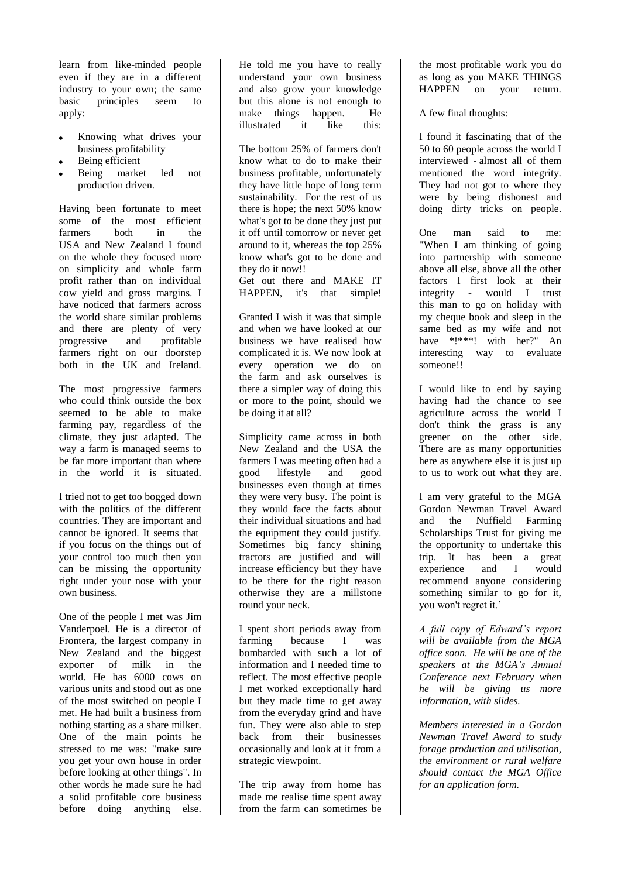learn from like-minded people even if they are in a different industry to your own; the same basic principles seem to apply:

- Knowing what drives your business profitability
- Being efficient
- Being market led not production driven.

Having been fortunate to meet some of the most efficient farmers both in the USA and New Zealand I found on the whole they focused more on simplicity and whole farm profit rather than on individual cow yield and gross margins. I have noticed that farmers across the world share similar problems and there are plenty of very progressive and profitable farmers right on our doorstep both in the UK and Ireland.

The most progressive farmers who could think outside the box seemed to be able to make farming pay, regardless of the climate, they just adapted. The way a farm is managed seems to be far more important than where in the world it is situated.

I tried not to get too bogged down with the politics of the different countries. They are important and cannot be ignored. It seems that if you focus on the things out of your control too much then you can be missing the opportunity right under your nose with your own business.

One of the people I met was Jim Vanderpoel. He is a director of Frontera, the largest company in New Zealand and the biggest exporter of milk in the world. He has 6000 cows on various units and stood out as one of the most switched on people I met. He had built a business from nothing starting as a share milker. One of the main points he stressed to me was: "make sure you get your own house in order before looking at other things". In other words he made sure he had a solid profitable core business before doing anything else. He told me you have to really understand your own business and also grow your knowledge but this alone is not enough to make things happen. He illustrated it like this:

The bottom 25% of farmers don't know what to do to make their business profitable, unfortunately they have little hope of long term sustainability. For the rest of us there is hope; the next 50% know what's got to be done they just put it off until tomorrow or never get around to it, whereas the top 25% know what's got to be done and they do it now!!

Get out there and MAKE IT HAPPEN, it's that simple!

Granted I wish it was that simple and when we have looked at our business we have realised how complicated it is. We now look at every operation we do on the farm and ask ourselves is there a simpler way of doing this or more to the point, should we be doing it at all?

Simplicity came across in both New Zealand and the USA the farmers I was meeting often had a good lifestyle and good businesses even though at times they were very busy. The point is they would face the facts about their individual situations and had the equipment they could justify. Sometimes big fancy shining tractors are justified and will increase efficiency but they have to be there for the right reason otherwise they are a millstone round your neck.

I spent short periods away from farming because I was bombarded with such a lot of information and I needed time to reflect. The most effective people I met worked exceptionally hard but they made time to get away from the everyday grind and have fun. They were also able to step back from their businesses occasionally and look at it from a strategic viewpoint.

The trip away from home has made me realise time spent away from the farm can sometimes be the most profitable work you do as long as you MAKE THINGS HAPPEN on your return.

A few final thoughts:

I found it fascinating that of the 50 to 60 people across the world I interviewed - almost all of them mentioned the word integrity. They had not got to where they were by being dishonest and doing dirty tricks on people.

One man said to me: "When I am thinking of going into partnership with someone above all else, above all the other factors I first look at their integrity - would I trust this man to go on holiday with my cheque book and sleep in the same bed as my wife and not have *!***! with her?" An interesting way to evaluate someone!!

I would like to end by saying having had the chance to see agriculture across the world I don't think the grass is any greener on the other side. There are as many opportunities here as anywhere else it is just up to us to work out what they are.

I am very grateful to the MGA Gordon Newman Travel Award and the Nuffield Farming Scholarships Trust for giving me the opportunity to undertake this trip. It has been a great experience and I would recommend anyone considering something similar to go for it, you won't regret it.'

*A full copy of Edward's report will be available from the MGA office soon. He will be one of the speakers at the MGA's Annual Conference next February when he will be giving us more information, with slides.*

*Members interested in a Gordon Newman Travel Award to study forage production and utilisation, the environment or rural welfare should contact the MGA Office for an application form.*